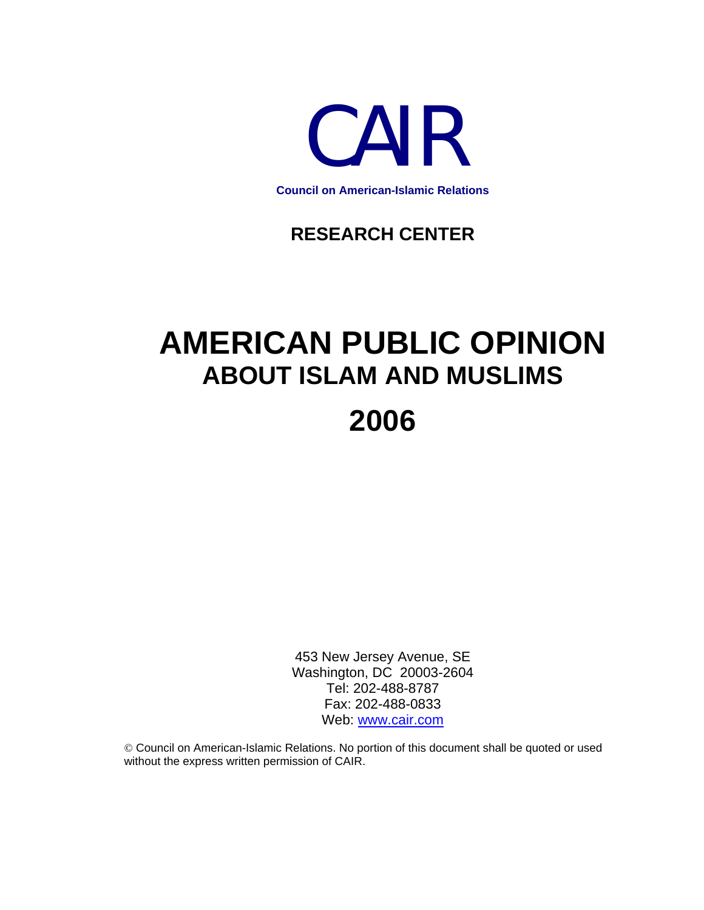# CAIR

**Council on American-Islamic Relations**

## RESEARCH CENTER

# AMERICAN PUBLIC OPINION
## ABOUT ISLAM AND MUSLIMS
# 2006

453 New Jersey Avenue, SE
Washington, DC 20003-2604
Tel: 202-488-8787
Fax: 202-488-0833
Web: www.cair.com

© Council on American-Islamic Relations. No portion of this document shall be quoted or used without the express written permission of CAIR.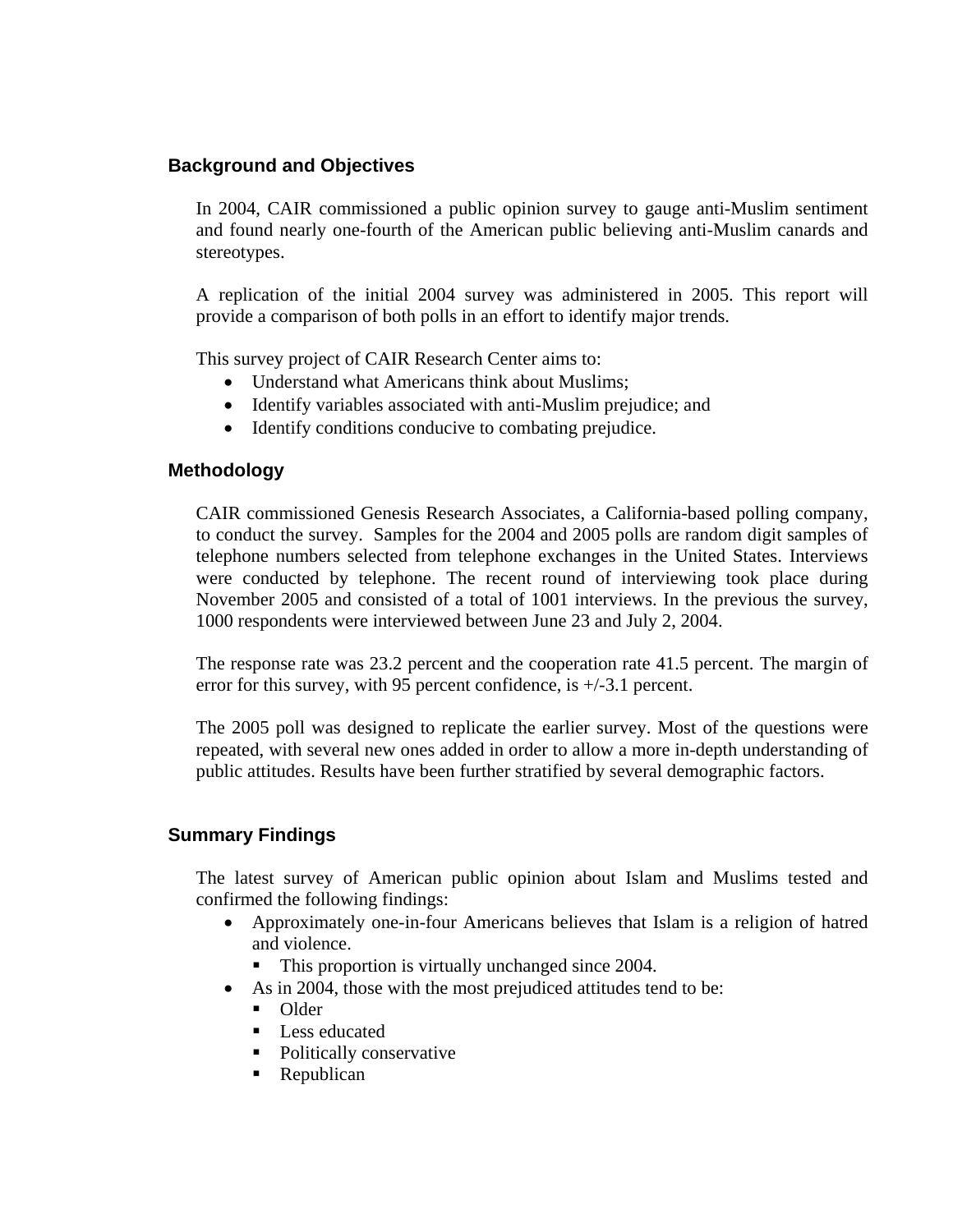## Background and Objectives

In 2004, CAIR commissioned a public opinion survey to gauge anti-Muslim sentiment and found nearly one-fourth of the American public believing anti-Muslim canards and stereotypes.

A replication of the initial 2004 survey was administered in 2005. This report will provide a comparison of both polls in an effort to identify major trends.

This survey project of CAIR Research Center aims to:

- Understand what Americans think about Muslims;
- Identify variables associated with anti-Muslim prejudice; and
- Identify conditions conducive to combating prejudice.

## Methodology

CAIR commissioned Genesis Research Associates, a California-based polling company, to conduct the survey. Samples for the 2004 and 2005 polls are random digit samples of telephone numbers selected from telephone exchanges in the United States. Interviews were conducted by telephone. The recent round of interviewing took place during November 2005 and consisted of a total of 1001 interviews. In the previous the survey, 1000 respondents were interviewed between June 23 and July 2, 2004.

The response rate was 23.2 percent and the cooperation rate 41.5 percent. The margin of error for this survey, with 95 percent confidence, is +/-3.1 percent.

The 2005 poll was designed to replicate the earlier survey. Most of the questions were repeated, with several new ones added in order to allow a more in-depth understanding of public attitudes. Results have been further stratified by several demographic factors.

## Summary Findings

The latest survey of American public opinion about Islam and Muslims tested and confirmed the following findings:

- Approximately one-in-four Americans believes that Islam is a religion of hatred and violence.
  - This proportion is virtually unchanged since 2004.
- As in 2004, those with the most prejudiced attitudes tend to be:
  - Older
  - Less educated
  - Politically conservative
  - Republican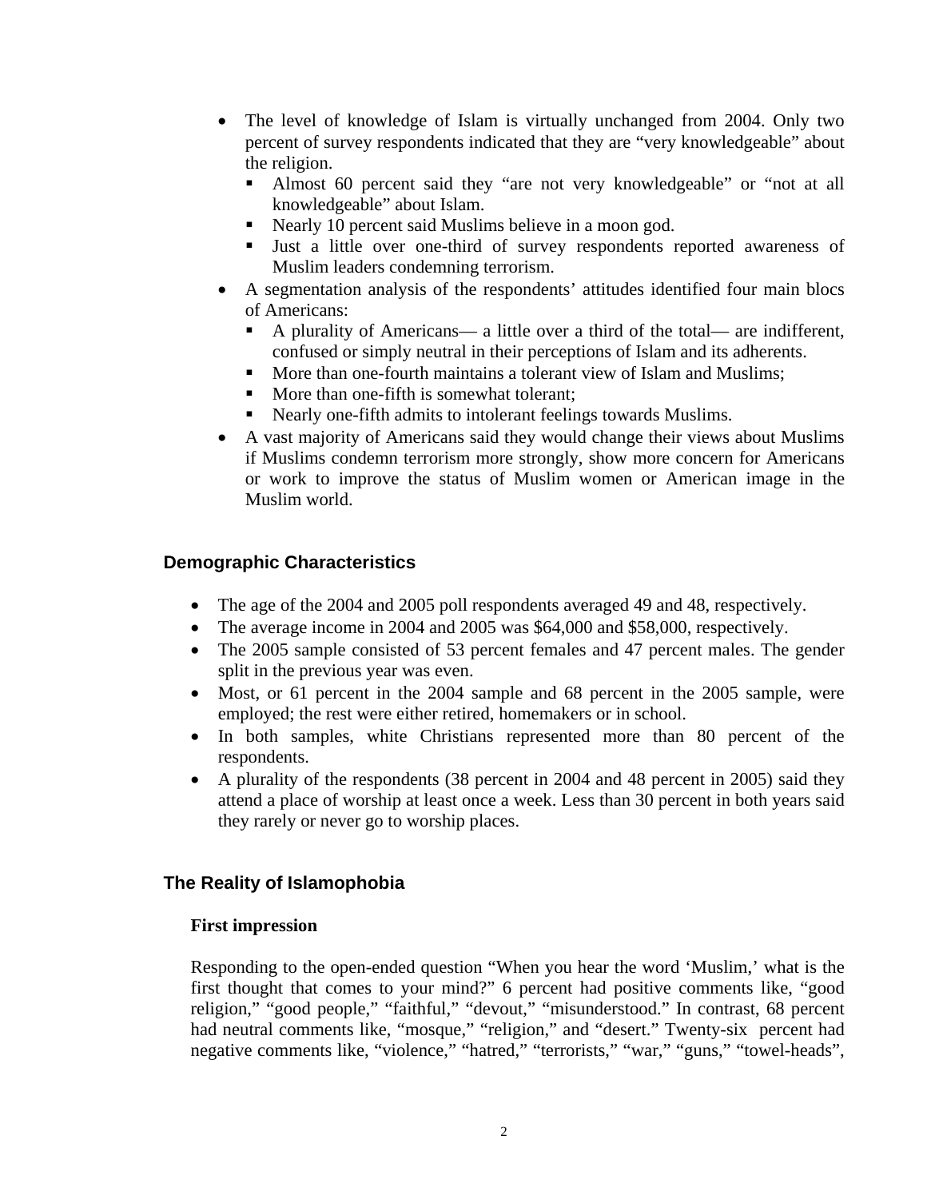- The level of knowledge of Islam is virtually unchanged from 2004. Only two percent of survey respondents indicated that they are "very knowledgeable" about the religion.
  - Almost 60 percent said they "are not very knowledgeable" or "not at all knowledgeable" about Islam.
  - Nearly 10 percent said Muslims believe in a moon god.
  - Just a little over one-third of survey respondents reported awareness of Muslim leaders condemning terrorism.
- A segmentation analysis of the respondents' attitudes identified four main blocs of Americans:
  - A plurality of Americans— a little over a third of the total— are indifferent, confused or simply neutral in their perceptions of Islam and its adherents.
  - More than one-fourth maintains a tolerant view of Islam and Muslims;
  - More than one-fifth is somewhat tolerant;
  - Nearly one-fifth admits to intolerant feelings towards Muslims.
- A vast majority of Americans said they would change their views about Muslims if Muslims condemn terrorism more strongly, show more concern for Americans or work to improve the status of Muslim women or American image in the Muslim world.

## Demographic Characteristics

- The age of the 2004 and 2005 poll respondents averaged 49 and 48, respectively.
- The average income in 2004 and 2005 was $64,000 and $58,000, respectively.
- The 2005 sample consisted of 53 percent females and 47 percent males. The gender split in the previous year was even.
- Most, or 61 percent in the 2004 sample and 68 percent in the 2005 sample, were employed; the rest were either retired, homemakers or in school.
- In both samples, white Christians represented more than 80 percent of the respondents.
- A plurality of the respondents (38 percent in 2004 and 48 percent in 2005) said they attend a place of worship at least once a week. Less than 30 percent in both years said they rarely or never go to worship places.

## The Reality of Islamophobia

### First impression

Responding to the open-ended question "When you hear the word 'Muslim,' what is the first thought that comes to your mind?" 6 percent had positive comments like, "good religion," "good people," "faithful," "devout," "misunderstood." In contrast, 68 percent had neutral comments like, "mosque," "religion," and "desert." Twenty-six percent had negative comments like, "violence," "hatred," "terrorists," "war," "guns," "towel-heads",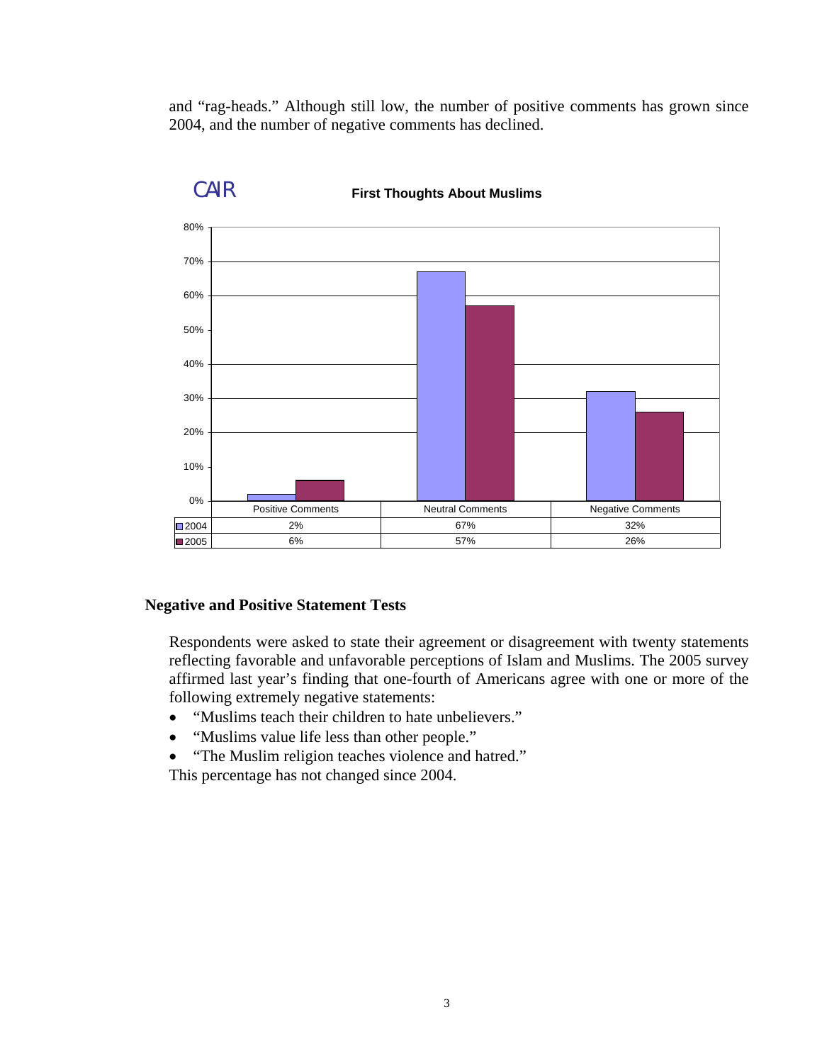and "rag-heads." Although still low, the number of positive comments has grown since 2004, and the number of negative comments has declined.

CAIR

**First Thoughts About Muslims**

| | Positive Comments | Neutral Comments | Negative Comments |
|---|---|---|---|
| 2004 | 2% | 67% | 32% |
| 2005 | 6% | 57% | 26% |

## Negative and Positive Statement Tests

Respondents were asked to state their agreement or disagreement with twenty statements reflecting favorable and unfavorable perceptions of Islam and Muslims. The 2005 survey affirmed last year's finding that one-fourth of Americans agree with one or more of the following extremely negative statements:

- "Muslims teach their children to hate unbelievers."
- "Muslims value life less than other people."
- "The Muslim religion teaches violence and hatred."

This percentage has not changed since 2004.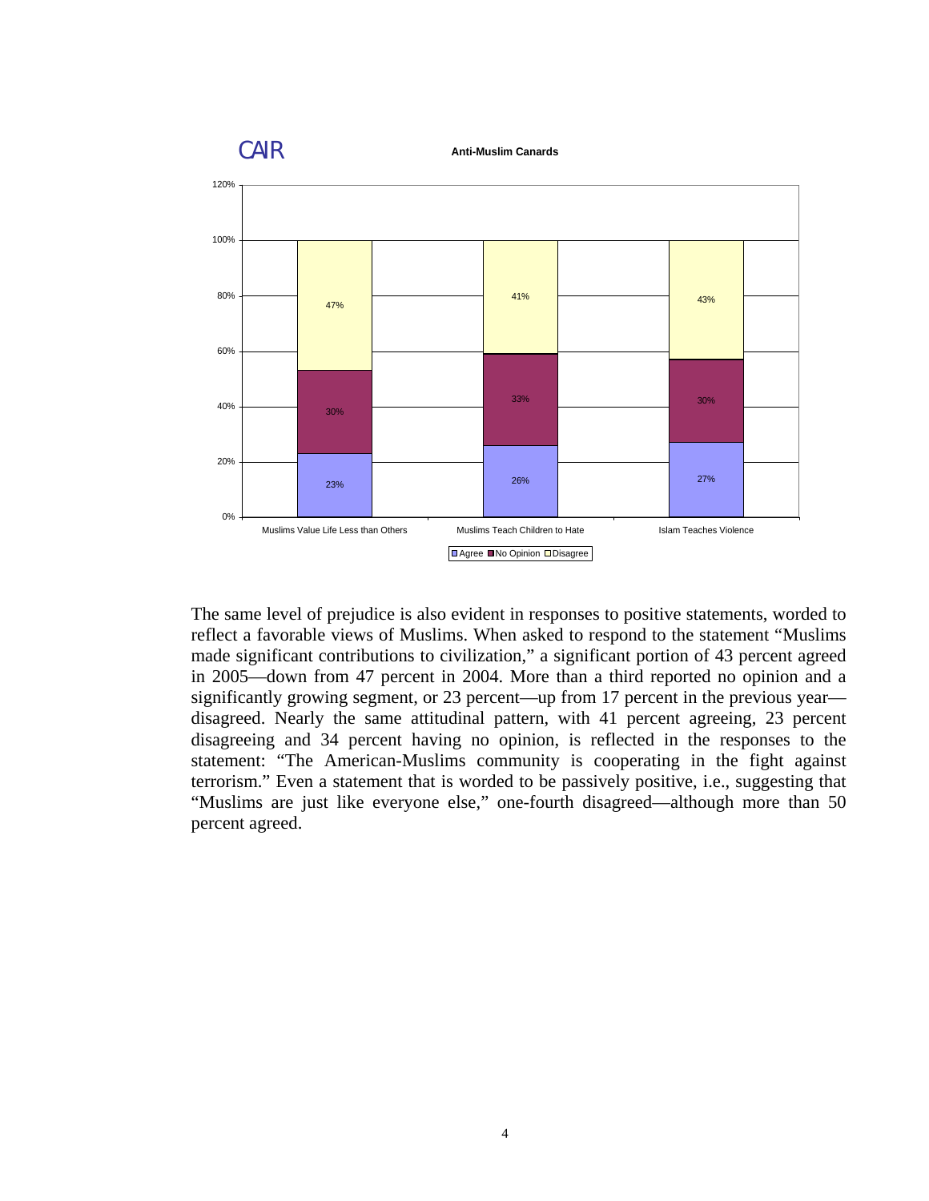CAIR

**Anti-Muslim Canards**

| | Muslims Value Life Less than Others | Muslims Teach Children to Hate | Islam Teaches Violence |
|---|---|---|---|
| Agree | 23% | 26% | 27% |
| No Opinion | 30% | 33% | 30% |
| Disagree | 47% | 41% | 43% |

The same level of prejudice is also evident in responses to positive statements, worded to reflect a favorable views of Muslims. When asked to respond to the statement "Muslims made significant contributions to civilization," a significant portion of 43 percent agreed in 2005—down from 47 percent in 2004. More than a third reported no opinion and a significantly growing segment, or 23 percent—up from 17 percent in the previous year—disagreed. Nearly the same attitudinal pattern, with 41 percent agreeing, 23 percent disagreeing and 34 percent having no opinion, is reflected in the responses to the statement: "The American-Muslims community is cooperating in the fight against terrorism." Even a statement that is worded to be passively positive, i.e., suggesting that "Muslims are just like everyone else," one-fourth disagreed—although more than 50 percent agreed.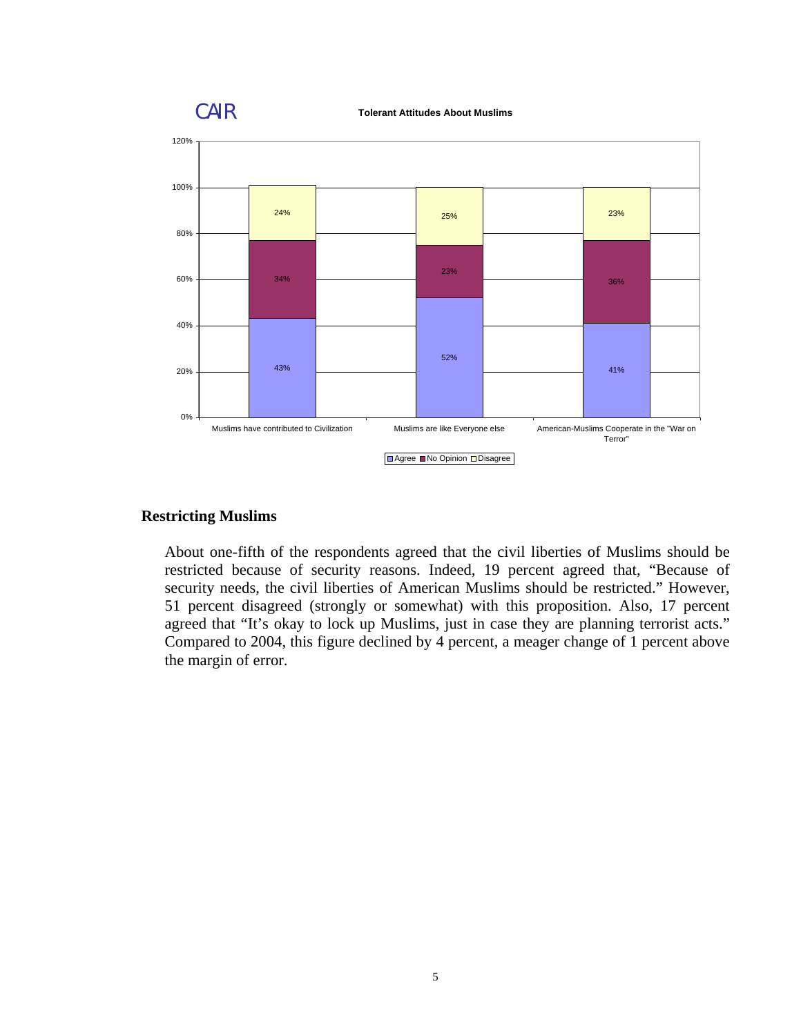CAIR

**Tolerant Attitudes About Muslims**

| | Muslims have contributed to Civilization | Muslims are like Everyone else | American-Muslims Cooperate in the "War on Terror" |
|---|---|---|---|
| Agree | 43% | 52% | 41% |
| No Opinion | 34% | 23% | 36% |
| Disagree | 24% | 25% | 23% |

## Restricting Muslims

About one-fifth of the respondents agreed that the civil liberties of Muslims should be restricted because of security reasons. Indeed, 19 percent agreed that, "Because of security needs, the civil liberties of American Muslims should be restricted." However, 51 percent disagreed (strongly or somewhat) with this proposition. Also, 17 percent agreed that "It's okay to lock up Muslims, just in case they are planning terrorist acts." Compared to 2004, this figure declined by 4 percent, a meager change of 1 percent above the margin of error.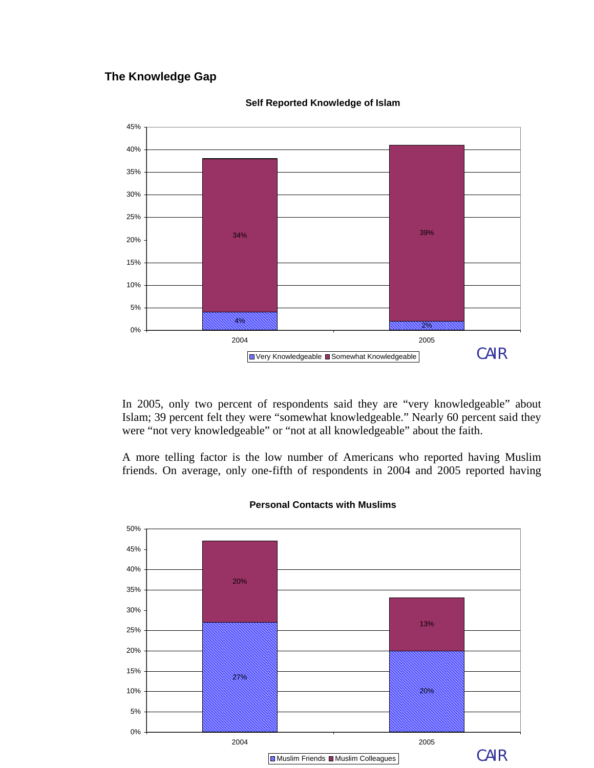## The Knowledge Gap

**Self Reported Knowledge of Islam**

| Year | Very Knowledgeable | Somewhat Knowledgeable |
|---|---|---|
| 2004 | 4% | 34% |
| 2005 | 2% | 39% |

CAIR

In 2005, only two percent of respondents said they are "very knowledgeable" about Islam; 39 percent felt they were "somewhat knowledgeable." Nearly 60 percent said they were "not very knowledgeable" or "not at all knowledgeable" about the faith.

A more telling factor is the low number of Americans who reported having Muslim friends. On average, only one-fifth of respondents in 2004 and 2005 reported having

**Personal Contacts with Muslims**

| Year | Muslim Friends | Muslim Colleagues |
|---|---|---|
| 2004 | 27% | 20% |
| 2005 | 20% | 13% |

CAIR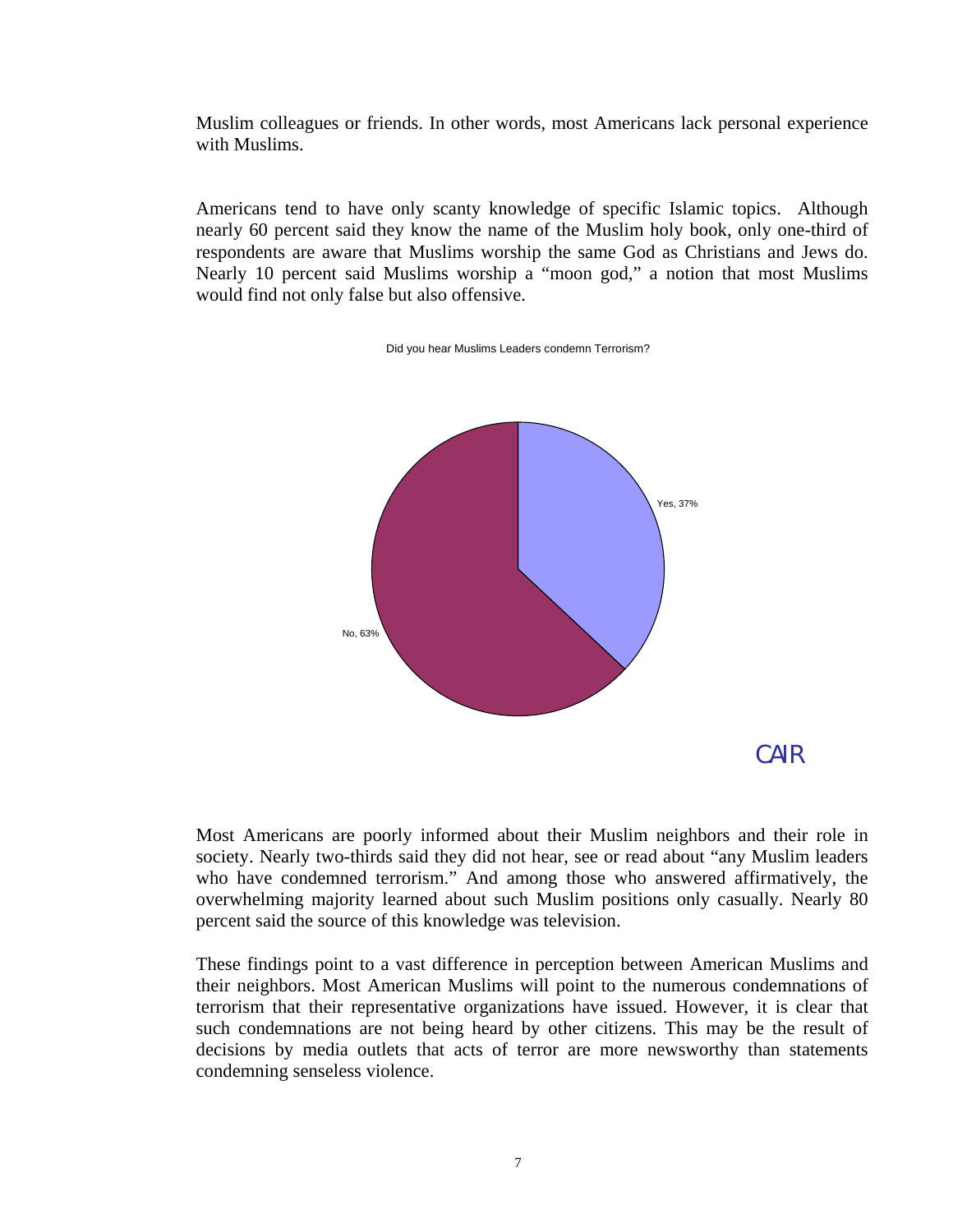Muslim colleagues or friends. In other words, most Americans lack personal experience with Muslims.

Americans tend to have only scanty knowledge of specific Islamic topics. Although nearly 60 percent said they know the name of the Muslim holy book, only one-third of respondents are aware that Muslims worship the same God as Christians and Jews do. Nearly 10 percent said Muslims worship a "moon god," a notion that most Muslims would find not only false but also offensive.

Did you hear Muslims Leaders condemn Terrorism?

Yes, 37%

No, 63%

CAIR

Most Americans are poorly informed about their Muslim neighbors and their role in society. Nearly two-thirds said they did not hear, see or read about "any Muslim leaders who have condemned terrorism." And among those who answered affirmatively, the overwhelming majority learned about such Muslim positions only casually. Nearly 80 percent said the source of this knowledge was television.

These findings point to a vast difference in perception between American Muslims and their neighbors. Most American Muslims will point to the numerous condemnations of terrorism that their representative organizations have issued. However, it is clear that such condemnations are not being heard by other citizens. This may be the result of decisions by media outlets that acts of terror are more newsworthy than statements condemning senseless violence.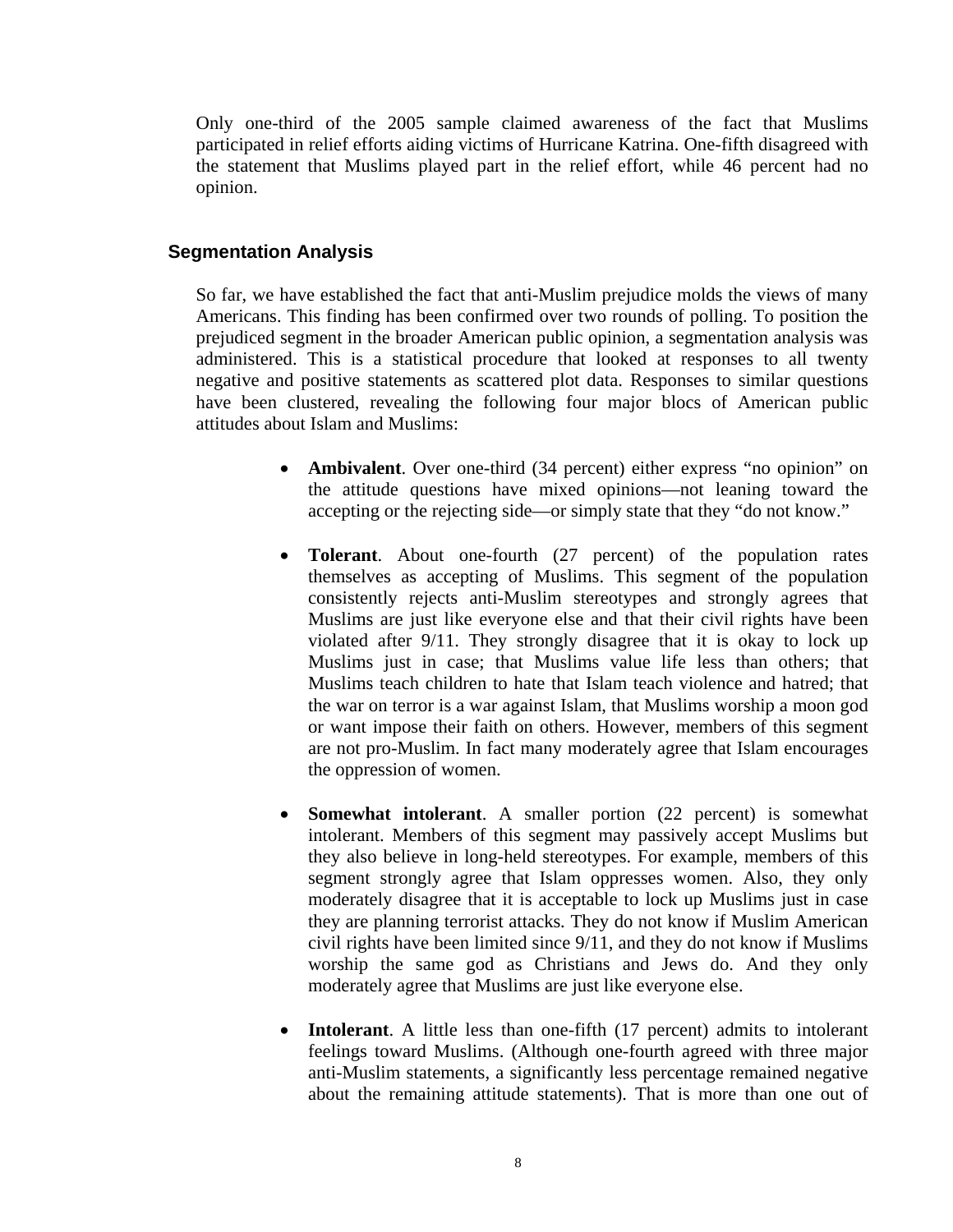Only one-third of the 2005 sample claimed awareness of the fact that Muslims participated in relief efforts aiding victims of Hurricane Katrina. One-fifth disagreed with the statement that Muslims played part in the relief effort, while 46 percent had no opinion.

## Segmentation Analysis

So far, we have established the fact that anti-Muslim prejudice molds the views of many Americans. This finding has been confirmed over two rounds of polling. To position the prejudiced segment in the broader American public opinion, a segmentation analysis was administered. This is a statistical procedure that looked at responses to all twenty negative and positive statements as scattered plot data. Responses to similar questions have been clustered, revealing the following four major blocs of American public attitudes about Islam and Muslims:

- **Ambivalent**. Over one-third (34 percent) either express "no opinion" on the attitude questions have mixed opinions—not leaning toward the accepting or the rejecting side—or simply state that they "do not know."

- **Tolerant**. About one-fourth (27 percent) of the population rates themselves as accepting of Muslims. This segment of the population consistently rejects anti-Muslim stereotypes and strongly agrees that Muslims are just like everyone else and that their civil rights have been violated after 9/11. They strongly disagree that it is okay to lock up Muslims just in case; that Muslims value life less than others; that Muslims teach children to hate that Islam teach violence and hatred; that the war on terror is a war against Islam, that Muslims worship a moon god or want impose their faith on others. However, members of this segment are not pro-Muslim. In fact many moderately agree that Islam encourages the oppression of women.

- **Somewhat intolerant**. A smaller portion (22 percent) is somewhat intolerant. Members of this segment may passively accept Muslims but they also believe in long-held stereotypes. For example, members of this segment strongly agree that Islam oppresses women. Also, they only moderately disagree that it is acceptable to lock up Muslims just in case they are planning terrorist attacks. They do not know if Muslim American civil rights have been limited since 9/11, and they do not know if Muslims worship the same god as Christians and Jews do. And they only moderately agree that Muslims are just like everyone else.

- **Intolerant**. A little less than one-fifth (17 percent) admits to intolerant feelings toward Muslims. (Although one-fourth agreed with three major anti-Muslim statements, a significantly less percentage remained negative about the remaining attitude statements). That is more than one out of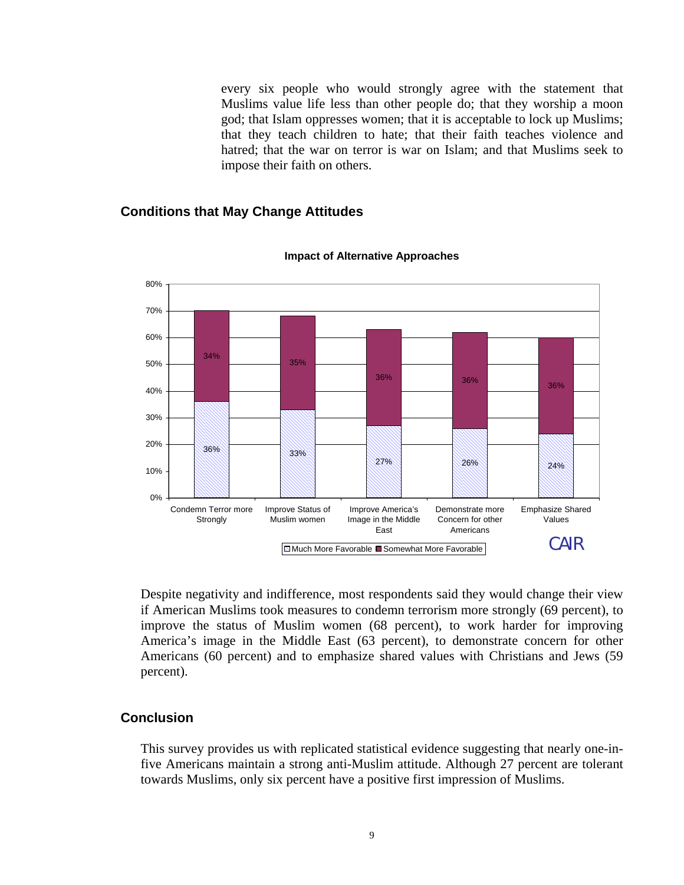every six people who would strongly agree with the statement that Muslims value life less than other people do; that they worship a moon god; that Islam oppresses women; that it is acceptable to lock up Muslims; that they teach children to hate; that their faith teaches violence and hatred; that the war on terror is war on Islam; and that Muslims seek to impose their faith on others.

## Conditions that May Change Attitudes

**Impact of Alternative Approaches**

| | Much More Favorable | Somewhat More Favorable |
|---|---|---|
| Condemn Terror more Strongly | 36% | 34% |
| Improve Status of Muslim women | 33% | 35% |
| Improve America's Image in the Middle East | 27% | 36% |
| Demonstrate more Concern for other Americans | 26% | 36% |
| Emphasize Shared Values | 24% | 36% |

CAIR

Despite negativity and indifference, most respondents said they would change their view if American Muslims took measures to condemn terrorism more strongly (69 percent), to improve the status of Muslim women (68 percent), to work harder for improving America's image in the Middle East (63 percent), to demonstrate concern for other Americans (60 percent) and to emphasize shared values with Christians and Jews (59 percent).

## Conclusion

This survey provides us with replicated statistical evidence suggesting that nearly one-in-five Americans maintain a strong anti-Muslim attitude. Although 27 percent are tolerant towards Muslims, only six percent have a positive first impression of Muslims.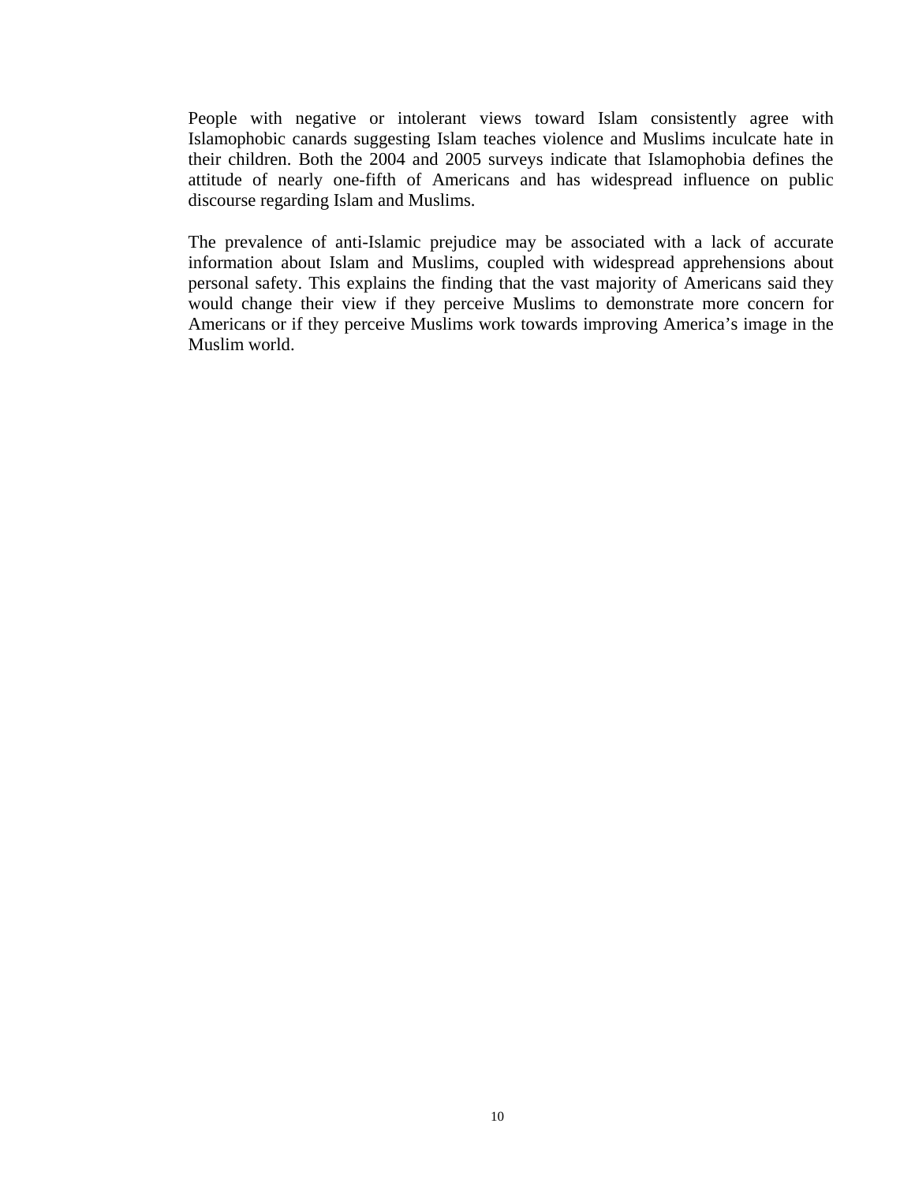People with negative or intolerant views toward Islam consistently agree with Islamophobic canards suggesting Islam teaches violence and Muslims inculcate hate in their children. Both the 2004 and 2005 surveys indicate that Islamophobia defines the attitude of nearly one-fifth of Americans and has widespread influence on public discourse regarding Islam and Muslims.

The prevalence of anti-Islamic prejudice may be associated with a lack of accurate information about Islam and Muslims, coupled with widespread apprehensions about personal safety. This explains the finding that the vast majority of Americans said they would change their view if they perceive Muslims to demonstrate more concern for Americans or if they perceive Muslims work towards improving America's image in the Muslim world.